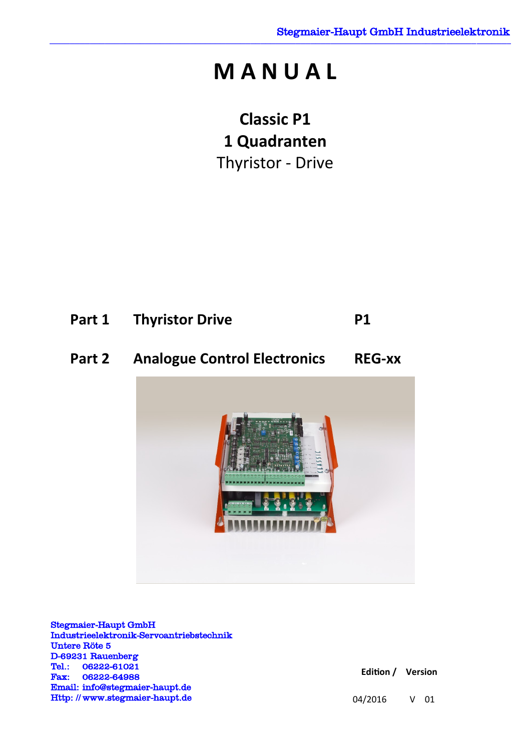# MANUAL

## Classic P1
## 1 Quadranten
Thyristor - Drive

| | | |
|---|---|---|
| **Part 1** | **Thyristor Drive** | **P1** |
| **Part 2** | **Analogue Control Electronics** | **REG-xx** |

Stegmaier-Haupt GmbH
Industrieelektronik-Servoantriebstechnik
Untere Röte 5
D-69231 Rauenberg
Tel.: 06222-61021
Fax: 06222-64988
Email: info@stegmaier-haupt.de
Http: // www.stegmaier-haupt.de

| Edition / | Version |
|---|---|
| 04/2016 | V 01 |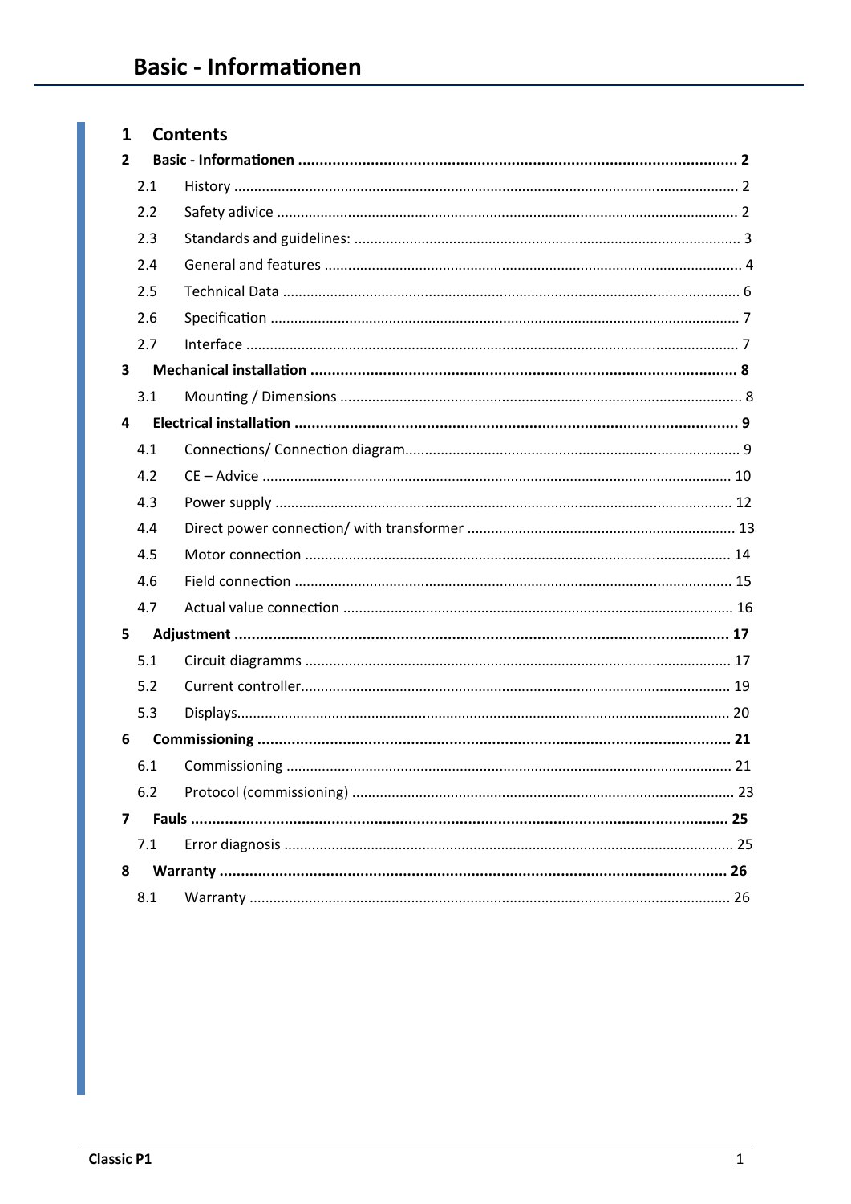# 1 Contents

**2 Basic - Informationen .......... 2**

- 2.1 History .......... 2
- 2.2 Safety adivice .......... 2
- 2.3 Standards and guidelines: .......... 3
- 2.4 General and features .......... 4
- 2.5 Technical Data .......... 6
- 2.6 Specification .......... 7
- 2.7 Interface .......... 7

**3 Mechanical installation .......... 8**

- 3.1 Mounting / Dimensions .......... 8

**4 Electrical installation .......... 9**

- 4.1 Connections/ Connection diagram .......... 9
- 4.2 CE – Advice .......... 10
- 4.3 Power supply .......... 12
- 4.4 Direct power connection/ with transformer .......... 13
- 4.5 Motor connection .......... 14
- 4.6 Field connection .......... 15
- 4.7 Actual value connection .......... 16

**5 Adjustment .......... 17**

- 5.1 Circuit diagramms .......... 17
- 5.2 Current controller .......... 19
- 5.3 Displays .......... 20

**6 Commissioning .......... 21**

- 6.1 Commissioning .......... 21
- 6.2 Protocol (commissioning) .......... 23

**7 Fauls .......... 25**

- 7.1 Error diagnosis .......... 25

**8 Warranty .......... 26**

- 8.1 Warranty .......... 26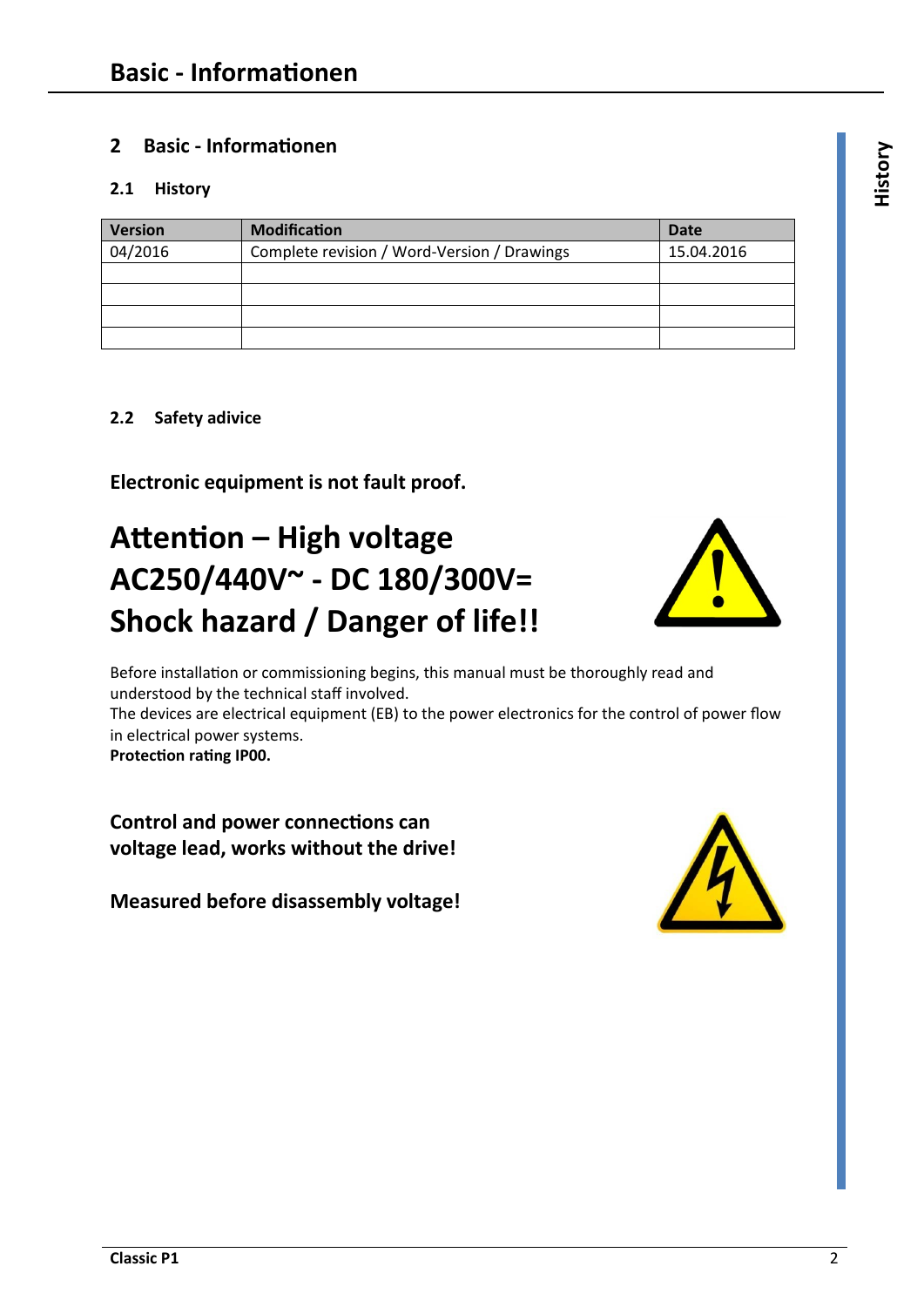## 2 Basic - Informationen

### 2.1 History

| Version | Modification | Date |
|---|---|---|
| 04/2016 | Complete revision / Word-Version / Drawings | 15.04.2016 |
| | | |
| | | |
| | | |
| | | |

### 2.2 Safety adivice

**Electronic equipment is not fault proof.**

**Attention – High voltage**
**AC250/440V~ - DC 180/300V=**
**Shock hazard / Danger of life!!**

Before installation or commissioning begins, this manual must be thoroughly read and understood by the technical staff involved.
The devices are electrical equipment (EB) to the power electronics for the control of power flow in electrical power systems.
**Protection rating IP00.**

**Control and power connections can voltage lead, works without the drive!**

**Measured before disassembly voltage!**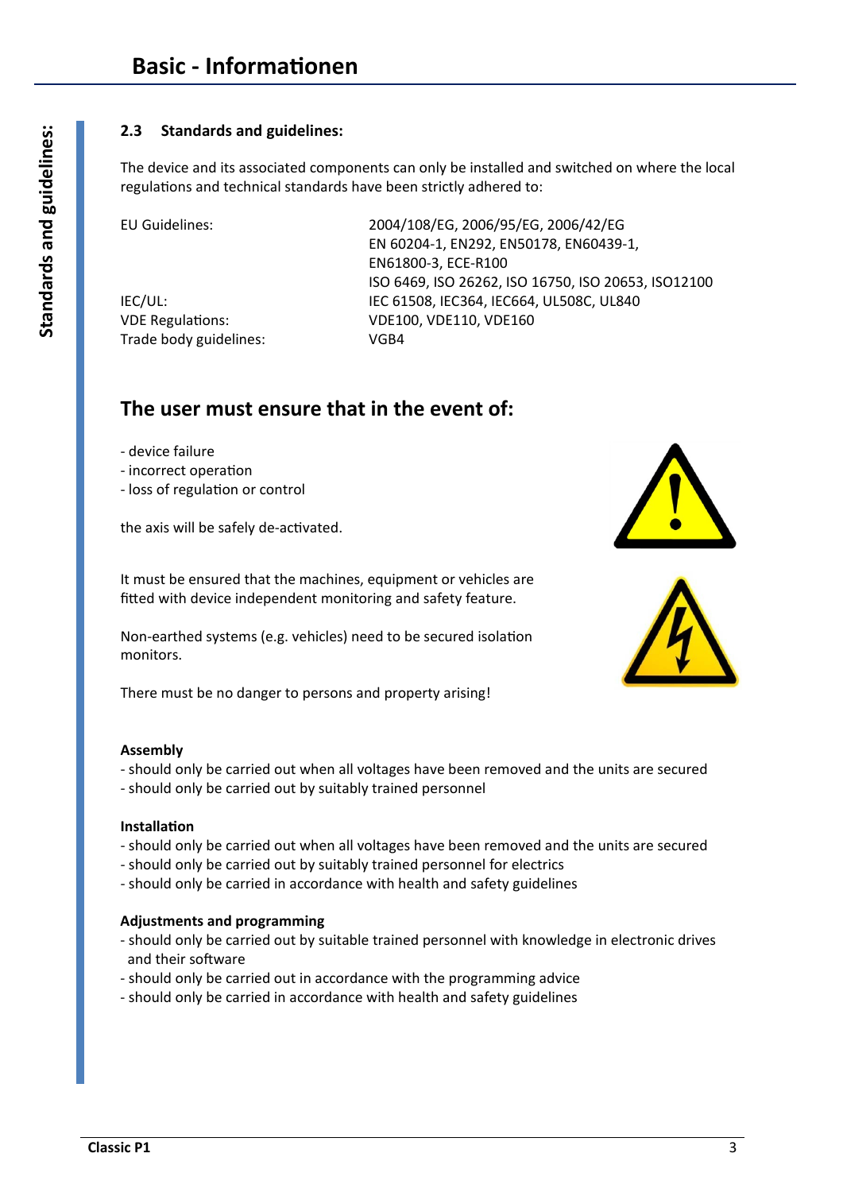## 2.3 Standards and guidelines:

The device and its associated components can only be installed and switched on where the local regulations and technical standards have been strictly adhered to:

| | |
|---|---|
| EU Guidelines: | 2004/108/EG, 2006/95/EG, 2006/42/EG<br>EN 60204-1, EN292, EN50178, EN60439-1,<br>EN61800-3, ECE-R100<br>ISO 6469, ISO 26262, ISO 16750, ISO 20653, ISO12100 |
| IEC/UL: | IEC 61508, IEC364, IEC664, UL508C, UL840 |
| VDE Regulations: | VDE100, VDE110, VDE160 |
| Trade body guidelines: | VGB4 |

## The user must ensure that in the event of:

- device failure
- incorrect operation
- loss of regulation or control

the axis will be safely de-activated.

It must be ensured that the machines, equipment or vehicles are fitted with device independent monitoring and safety feature.

Non-earthed systems (e.g. vehicles) need to be secured isolation monitors.

There must be no danger to persons and property arising!

**Assembly**

- should only be carried out when all voltages have been removed and the units are secured
- should only be carried out by suitably trained personnel

**Installation**

- should only be carried out when all voltages have been removed and the units are secured
- should only be carried out by suitably trained personnel for electrics
- should only be carried in accordance with health and safety guidelines

**Adjustments and programming**

- should only be carried out by suitable trained personnel with knowledge in electronic drives and their software
- should only be carried out in accordance with the programming advice
- should only be carried in accordance with health and safety guidelines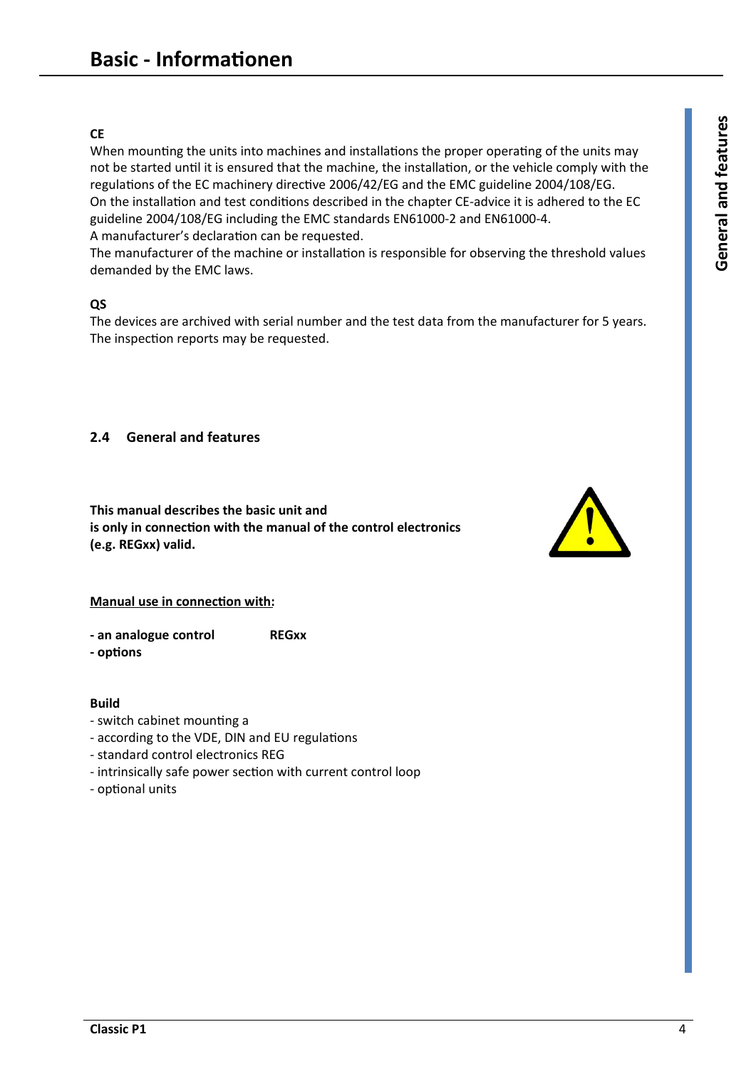# Basic - Informationen

**CE**

When mounting the units into machines and installations the proper operating of the units may not be started until it is ensured that the machine, the installation, or the vehicle comply with the regulations of the EC machinery directive 2006/42/EG and the EMC guideline 2004/108/EG.
On the installation and test conditions described in the chapter CE-advice it is adhered to the EC guideline 2004/108/EG including the EMC standards EN61000-2 and EN61000-4.
A manufacturer's declaration can be requested.
The manufacturer of the machine or installation is responsible for observing the threshold values demanded by the EMC laws.

**QS**

The devices are archived with serial number and the test data from the manufacturer for 5 years. The inspection reports may be requested.

## 2.4 General and features

**This manual describes the basic unit and**
**is only in connection with the manual of the control electronics**
**(e.g. REGxx) valid.**

**Manual use in connection with:**

**- an analogue control REGxx**
**- options**

**Build**

- switch cabinet mounting a
- according to the VDE, DIN and EU regulations
- standard control electronics REG
- intrinsically safe power section with current control loop
- optional units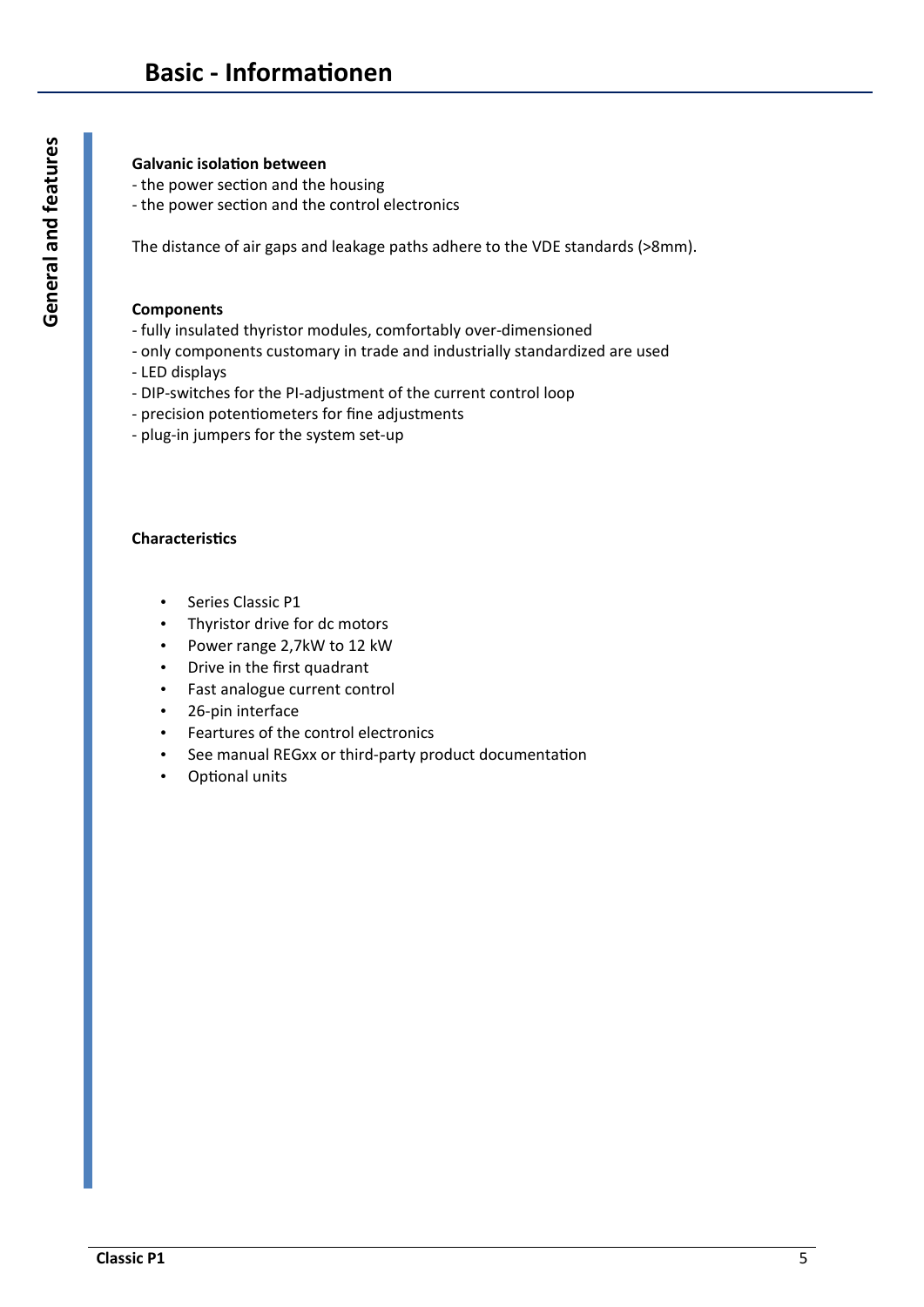# Basic - Informationen

## General and features

**Galvanic isolation between**
- the power section and the housing
- the power section and the control electronics

The distance of air gaps and leakage paths adhere to the VDE standards (>8mm).

**Components**
- fully insulated thyristor modules, comfortably over-dimensioned
- only components customary in trade and industrially standardized are used
- LED displays
- DIP-switches for the PI-adjustment of the current control loop
- precision potentiometers for fine adjustments
- plug-in jumpers for the system set-up

**Characteristics**

- Series Classic P1
- Thyristor drive for dc motors
- Power range 2,7kW to 12 kW
- Drive in the first quadrant
- Fast analogue current control
- 26-pin interface
- Feartures of the control electronics
- See manual REGxx or third-party product documentation
- Optional units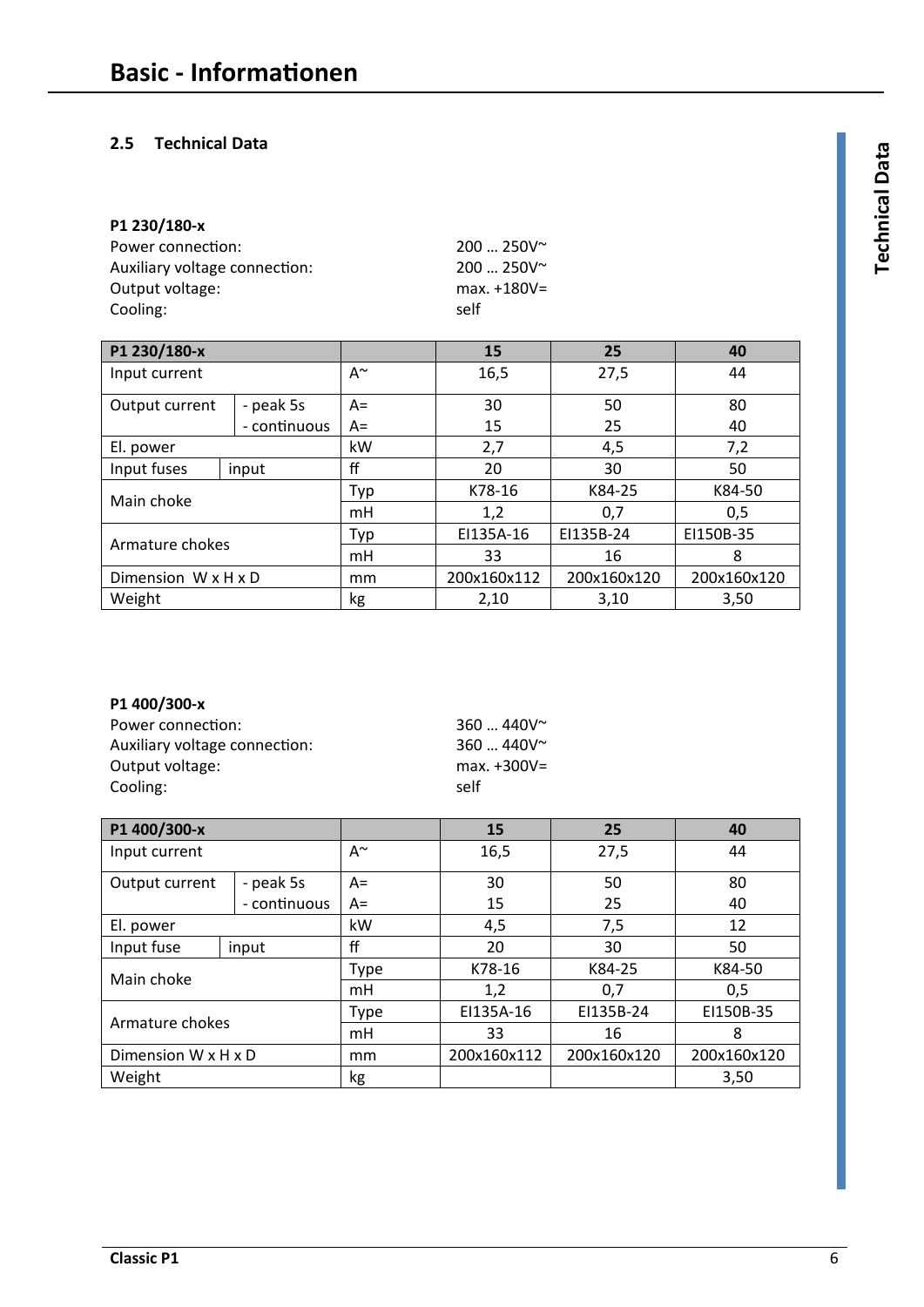## 2.5 Technical Data

**P1 230/180-x**

Power connection: 200 … 250V~
Auxiliary voltage connection: 200 … 250V~
Output voltage: max. +180V=
Cooling: self

| P1 230/180-x | | | 15 | 25 | 40 |
|---|---|---|---|---|---|
| Input current | | A~ | 16,5 | 27,5 | 44 |
| Output current | - peak 5s | A= | 30 | 50 | 80 |
| | - continuous | A= | 15 | 25 | 40 |
| El. power | | kW | 2,7 | 4,5 | 7,2 |
| Input fuses | input | ff | 20 | 30 | 50 |
| Main choke | | Typ | K78-16 | K84-25 | K84-50 |
| | | mH | 1,2 | 0,7 | 0,5 |
| Armature chokes | | Typ | EI135A-16 | EI135B-24 | EI150B-35 |
| | | mH | 33 | 16 | 8 |
| Dimension W x H x D | | mm | 200x160x112 | 200x160x120 | 200x160x120 |
| Weight | | kg | 2,10 | 3,10 | 3,50 |

**P1 400/300-x**

Power connection: 360 … 440V~
Auxiliary voltage connection: 360 … 440V~
Output voltage: max. +300V=
Cooling: self

| P1 400/300-x | | | 15 | 25 | 40 |
|---|---|---|---|---|---|
| Input current | | A~ | 16,5 | 27,5 | 44 |
| Output current | - peak 5s | A= | 30 | 50 | 80 |
| | - continuous | A= | 15 | 25 | 40 |
| El. power | | kW | 4,5 | 7,5 | 12 |
| Input fuse | input | ff | 20 | 30 | 50 |
| Main choke | | Type | K78-16 | K84-25 | K84-50 |
| | | mH | 1,2 | 0,7 | 0,5 |
| Armature chokes | | Type | EI135A-16 | EI135B-24 | EI150B-35 |
| | | mH | 33 | 16 | 8 |
| Dimension W x H x D | | mm | 200x160x112 | 200x160x120 | 200x160x120 |
| Weight | | kg | | | 3,50 |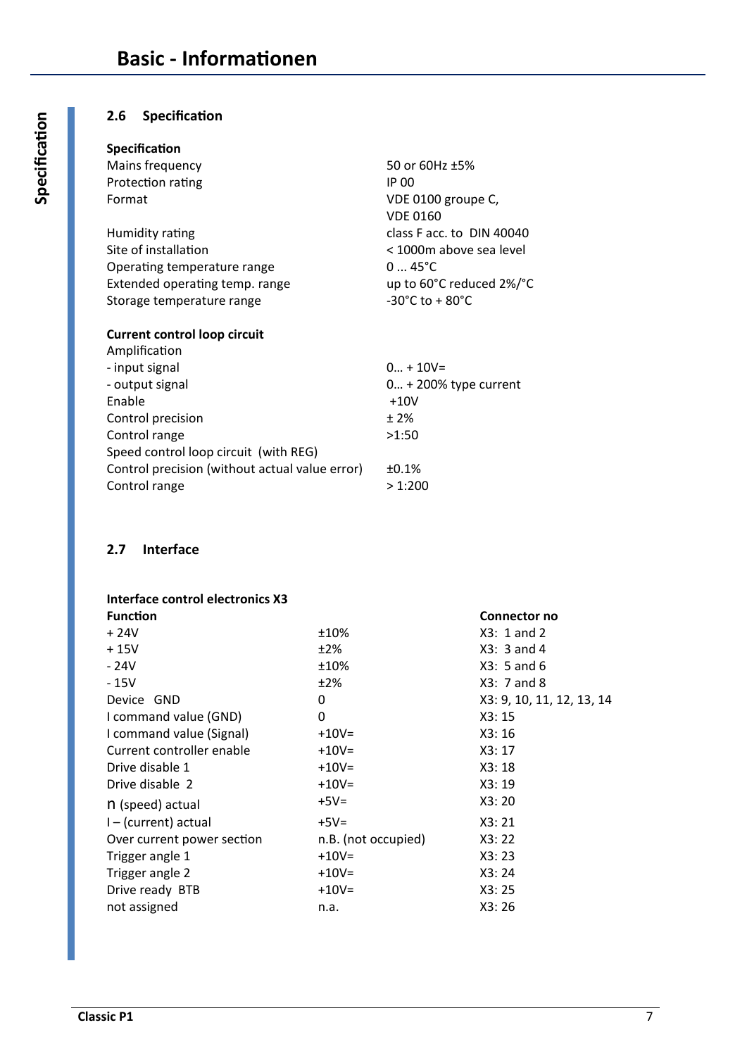## 2.6 Specification

**Specification**

| | |
|---|---|
| Mains frequency | 50 or 60Hz ±5% |
| Protection rating | IP 00 |
| Format | VDE 0100 groupe C, VDE 0160 |
| Humidity rating | class F acc. to DIN 40040 |
| Site of installation | < 1000m above sea level |
| Operating temperature range | 0 ... 45°C |
| Extended operating temp. range | up to 60°C reduced 2%/°C |
| Storage temperature range | -30°C to + 80°C |

**Current control loop circuit**

| | |
|---|---|
| Amplification | |
| - input signal | 0… + 10V= |
| - output signal | 0… + 200% type current |
| Enable | +10V |
| Control precision | ± 2% |
| Control range | >1:50 |
| Speed control loop circuit (with REG) | |
| Control precision (without actual value error) | ±0.1% |
| Control range | > 1:200 |

## 2.7 Interface

**Interface control electronics X3**

| **Function** | | **Connector no** |
|---|---|---|
| + 24V | ±10% | X3: 1 and 2 |
| + 15V | ±2% | X3: 3 and 4 |
| - 24V | ±10% | X3: 5 and 6 |
| - 15V | ±2% | X3: 7 and 8 |
| Device GND | 0 | X3: 9, 10, 11, 12, 13, 14 |
| I command value (GND) | 0 | X3: 15 |
| I command value (Signal) | +10V= | X3: 16 |
| Current controller enable | +10V= | X3: 17 |
| Drive disable 1 | +10V= | X3: 18 |
| Drive disable 2 | +10V= | X3: 19 |
| n (speed) actual | +5V= | X3: 20 |
| I – (current) actual | +5V= | X3: 21 |
| Over current power section | n.B. (not occupied) | X3: 22 |
| Trigger angle 1 | +10V= | X3: 23 |
| Trigger angle 2 | +10V= | X3: 24 |
| Drive ready BTB | +10V= | X3: 25 |
| not assigned | n.a. | X3: 26 |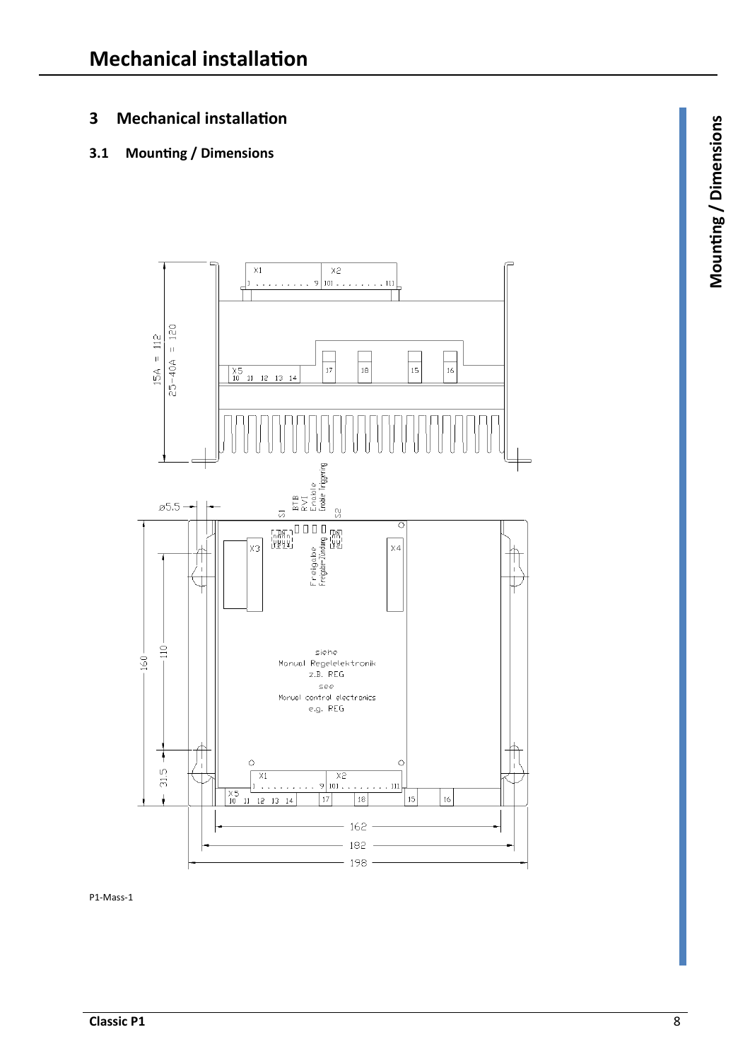# 3 Mechanical installation

## 3.1 Mounting / Dimensions

P1-Mass-1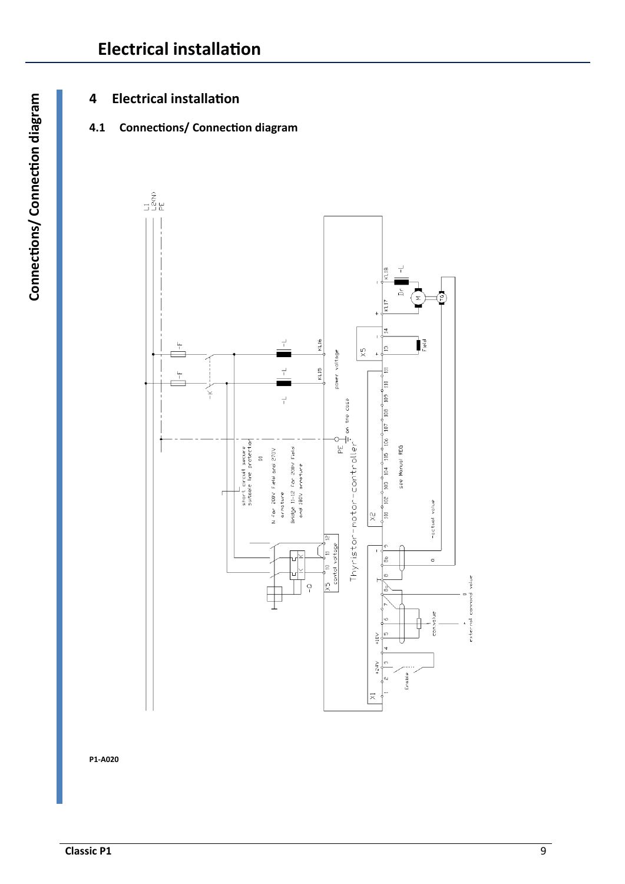# 4 Electrical installation

## 4.1 Connections/ Connection diagram

L1
L2(N)
PE

-F
-F
-K
-L
-L
-L
KL15
KL16
power voltage
KL17
KL18
+
-
Dr
-L
M
TG
X5
13
14
+
-
Field

PE
on the case
short circuit secure
suitable line protection
01
N for 200V Field and 270V armature
Bridge 11-12 for 200V Field and 180V armature

Thyristor-motor-controller

X2
101 102 103 104 105 106 107 108 109 110 111
see Manual REG
-actual value

X5
10 11 12
control voltage
-Q
K
K

X1
1 2 3 4 5 6 7 8a 8 8b 9
+24V
+10V
Enable
convalue
external command value
+
0
0

P1-A020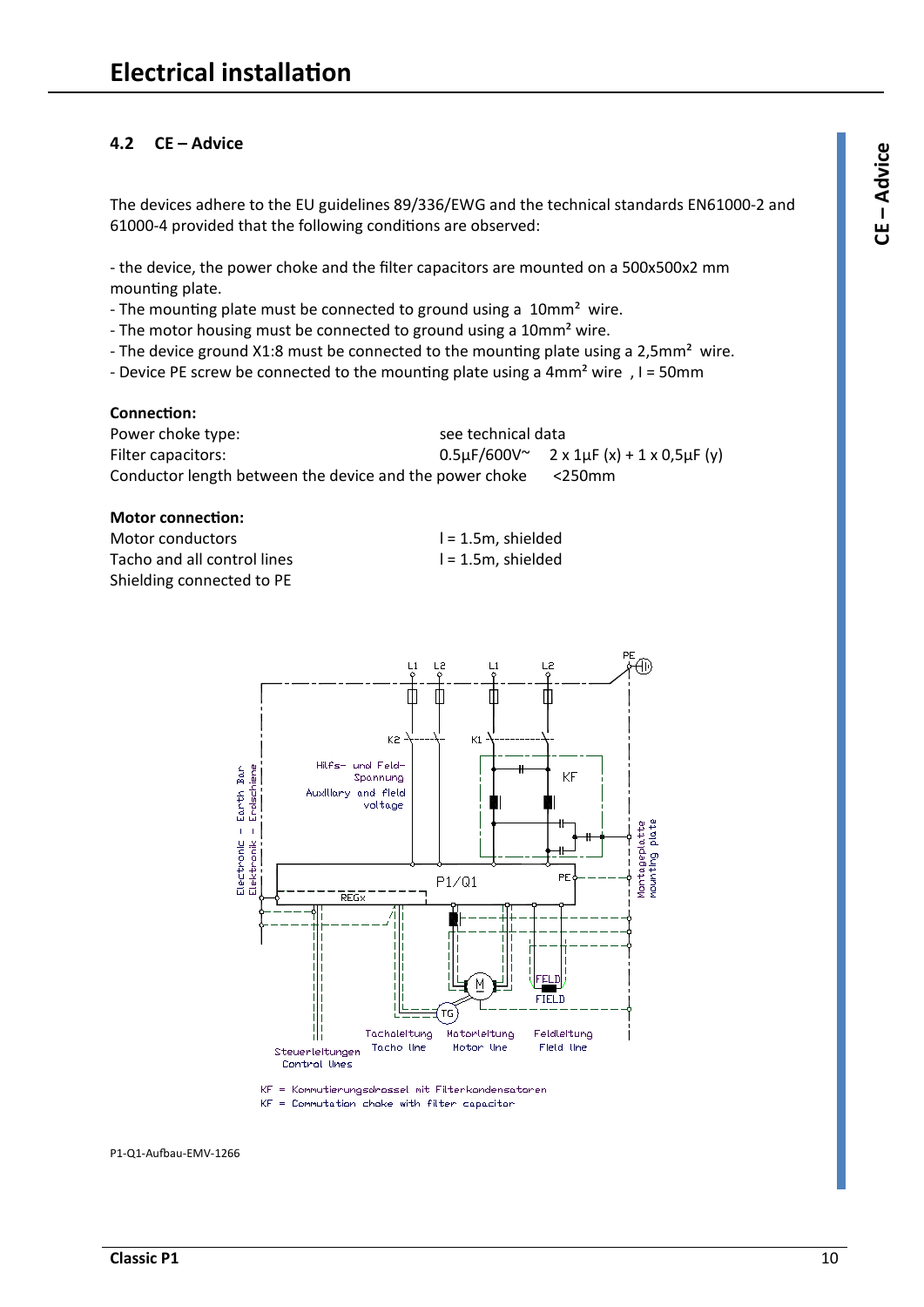## 4.2 CE – Advice

The devices adhere to the EU guidelines 89/336/EWG and the technical standards EN61000-2 and 61000-4 provided that the following conditions are observed:

- the device, the power choke and the filter capacitors are mounted on a 500x500x2 mm mounting plate.
- The mounting plate must be connected to ground using a 10mm² wire.
- The motor housing must be connected to ground using a 10mm² wire.
- The device ground X1:8 must be connected to the mounting plate using a 2,5mm² wire.
- Device PE screw be connected to the mounting plate using a 4mm² wire , l = 50mm

**Connection:**

Power choke type: see technical data

Filter capacitors: 0.5µF/600V~ 2 x 1µF (x) + 1 x 0,5µF (y)

Conductor length between the device and the power choke <250mm

**Motor connection:**

Motor conductors l = 1.5m, shielded

Tacho and all control lines l = 1.5m, shielded

Shielding connected to PE

KF = Kommutierungsdrossel mit Filterkondensatoren

KF = Commutation choke with filter capacitor

P1-Q1-Aufbau-EMV-1266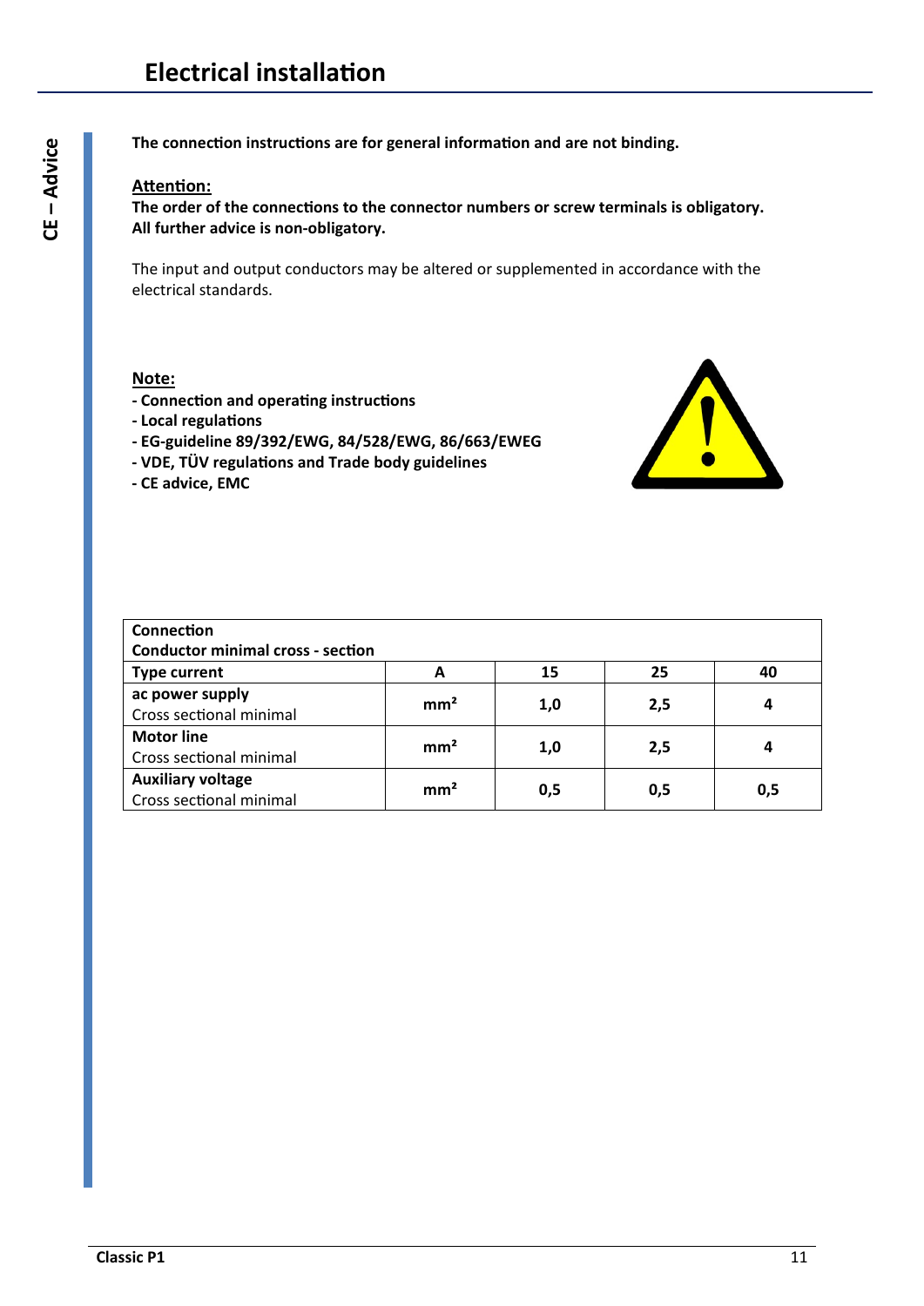# Electrical installation

**CE – Advice**

**The connection instructions are for general information and are not binding.**

**Attention:**

**The order of the connections to the connector numbers or screw terminals is obligatory. All further advice is non-obligatory.**

The input and output conductors may be altered or supplemented in accordance with the electrical standards.

**Note:**

- **Connection and operating instructions**
- **Local regulations**
- **EG-guideline 89/392/EWG, 84/528/EWG, 86/663/EWEG**
- **VDE, TÜV regulations and Trade body guidelines**
- **CE advice, EMC**

| **Connection**<br>**Conductor minimal cross - section** | | | | |
|---|---|---|---|---|
| **Type current** | **A** | **15** | **25** | **40** |
| **ac power supply**<br>Cross sectional minimal | **mm²** | **1,0** | **2,5** | **4** |
| **Motor line**<br>Cross sectional minimal | **mm²** | **1,0** | **2,5** | **4** |
| **Auxiliary voltage**<br>Cross sectional minimal | **mm²** | **0,5** | **0,5** | **0,5** |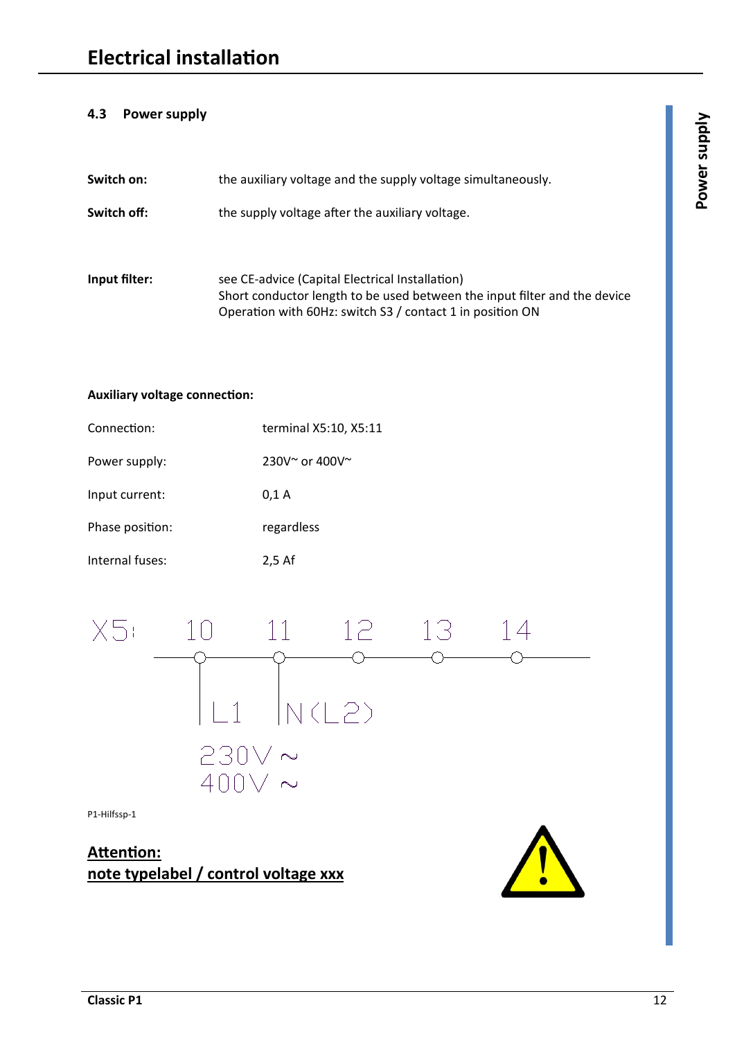## 4.3 Power supply

| | |
|---|---|
| **Switch on:** | the auxiliary voltage and the supply voltage simultaneously. |
| **Switch off:** | the supply voltage after the auxiliary voltage. |

**Input filter:** see CE-advice (Capital Electrical Installation)
Short conductor length to be used between the input filter and the device
Operation with 60Hz: switch S3 / contact 1 in position ON

**Auxiliary voltage connection:**

| | |
|---|---|
| Connection: | terminal X5:10, X5:11 |
| Power supply: | 230V~ or 400V~ |
| Input current: | 0,1 A |
| Phase position: | regardless |
| Internal fuses: | 2,5 Af |

X5: 10 11 12 13 14

L1 N (L2)

230V ~
400V ~

P1-Hilfssp-1

**Attention:**
**note typelabel / control voltage xxx**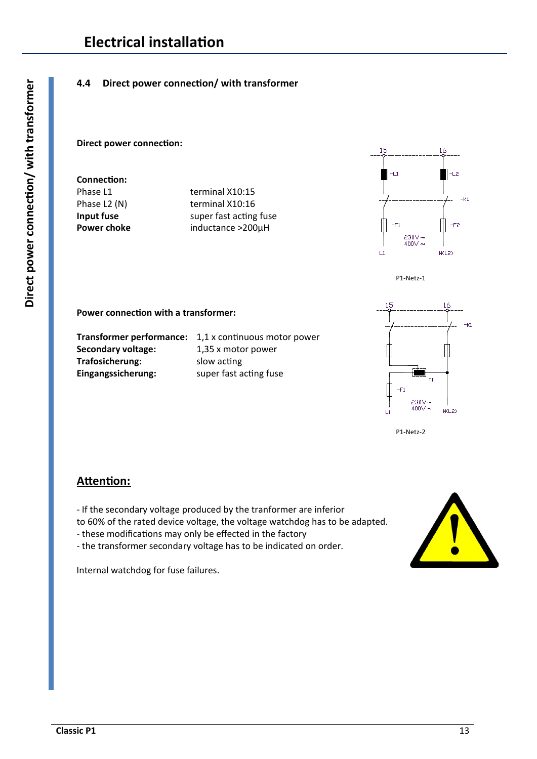# Electrical installation

## 4.4 Direct power connection/ with transformer

**Direct power connection:**

**Connection:**

| | |
|---|---|
| Phase L1 | terminal X10:15 |
| Phase L2 (N) | terminal X10:16 |
| **Input fuse** | super fast acting fuse |
| **Power choke** | inductance >200µH |

P1-Netz-1

**Power connection with a transformer:**

| | |
|---|---|
| **Transformer performance:** | 1,1 x continuous motor power |
| **Secondary voltage:** | 1,35 x motor power |
| **Trafosicherung:** | slow acting |
| **Eingangssicherung:** | super fast acting fuse |

P1-Netz-2

## Attention:

- If the secondary voltage produced by the tranformer are inferior to 60% of the rated device voltage, the voltage watchdog has to be adapted.
- these modifications may only be effected in the factory
- the transformer secondary voltage has to be indicated on order.

Internal watchdog for fuse failures.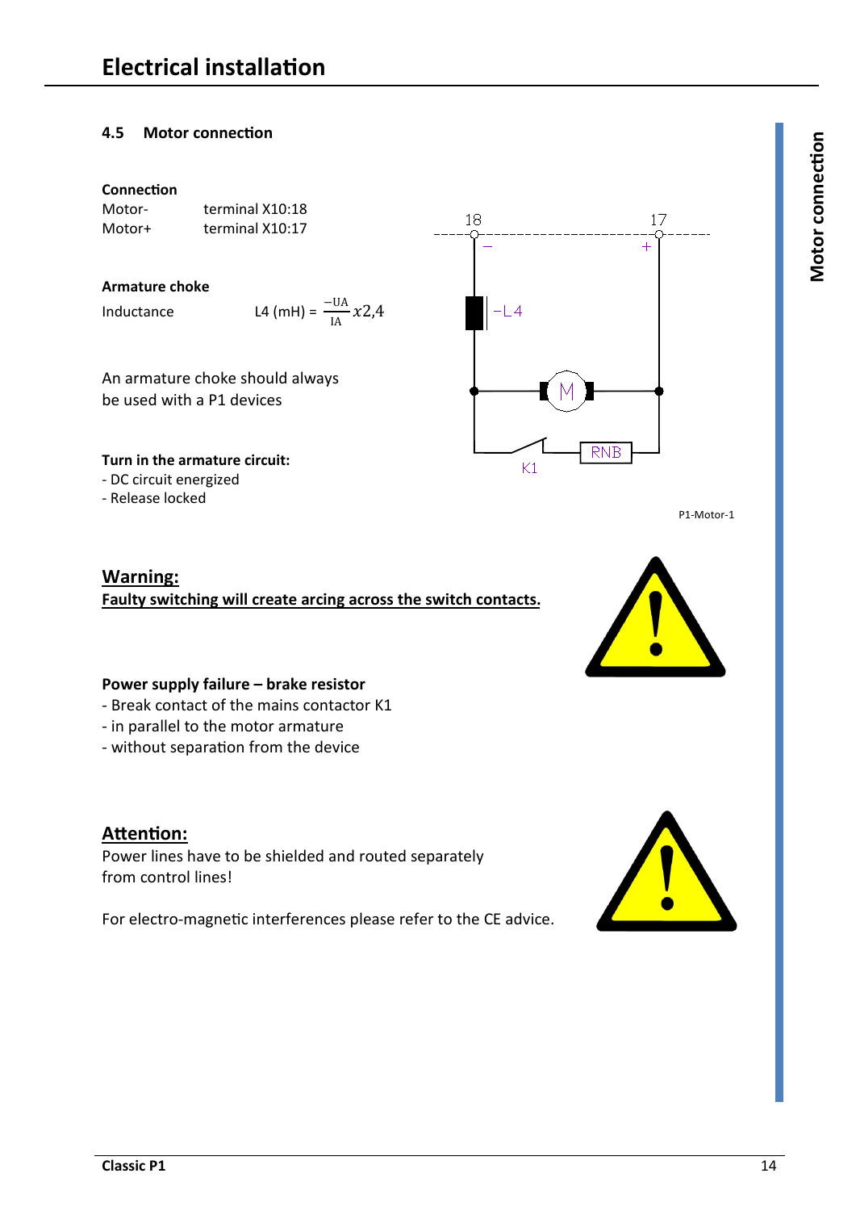## 4.5 Motor connection

**Connection**

Motor- terminal X10:18
Motor+ terminal X10:17

**Armature choke**

Inductance L4 (mH) = $\frac{-UA}{IA} x2{,}4$

An armature choke should always be used with a P1 devices

**Turn in the armature circuit:**

- DC circuit energized
- Release locked

P1-Motor-1

**Warning:**
**Faulty switching will create arcing across the switch contacts.**

**Power supply failure – brake resistor**

- Break contact of the mains contactor K1
- in parallel to the motor armature
- without separation from the device

**Attention:**
Power lines have to be shielded and routed separately from control lines!

For electro-magnetic interferences please refer to the CE advice.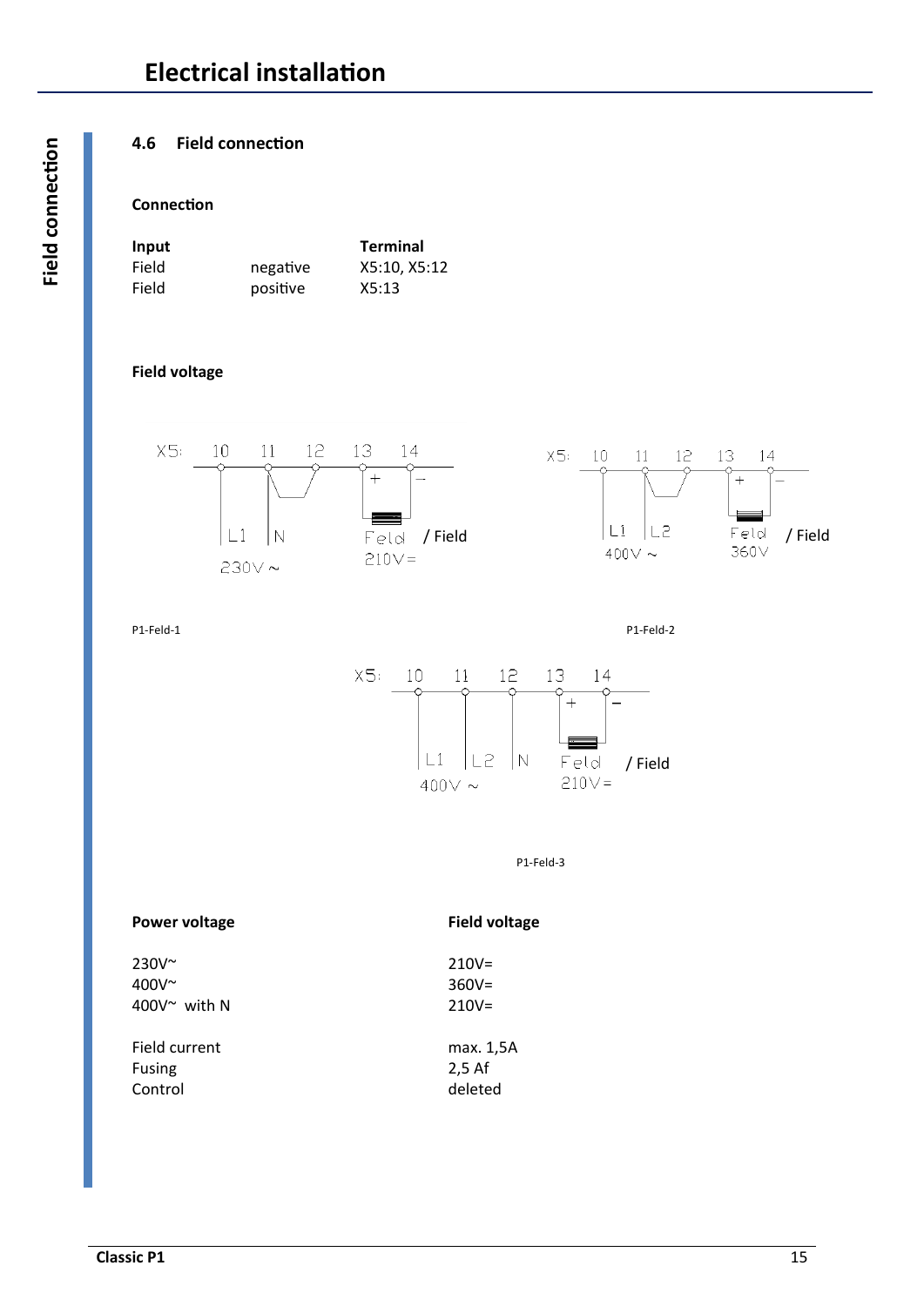# Electrical installation

## 4.6 Field connection

**Connection**

| Input | | Terminal |
|---|---|---|
| Field | negative | X5:10, X5:12 |
| Field | positive | X5:13 |

**Field voltage**

P1-Feld-1

P1-Feld-2

P1-Feld-3

| Power voltage | Field voltage |
|---|---|
| 230V~ | 210V= |
| 400V~ | 360V= |
| 400V~ with N | 210V= |
| Field current | max. 1,5A |
| Fusing | 2,5 Af |
| Control | deleted |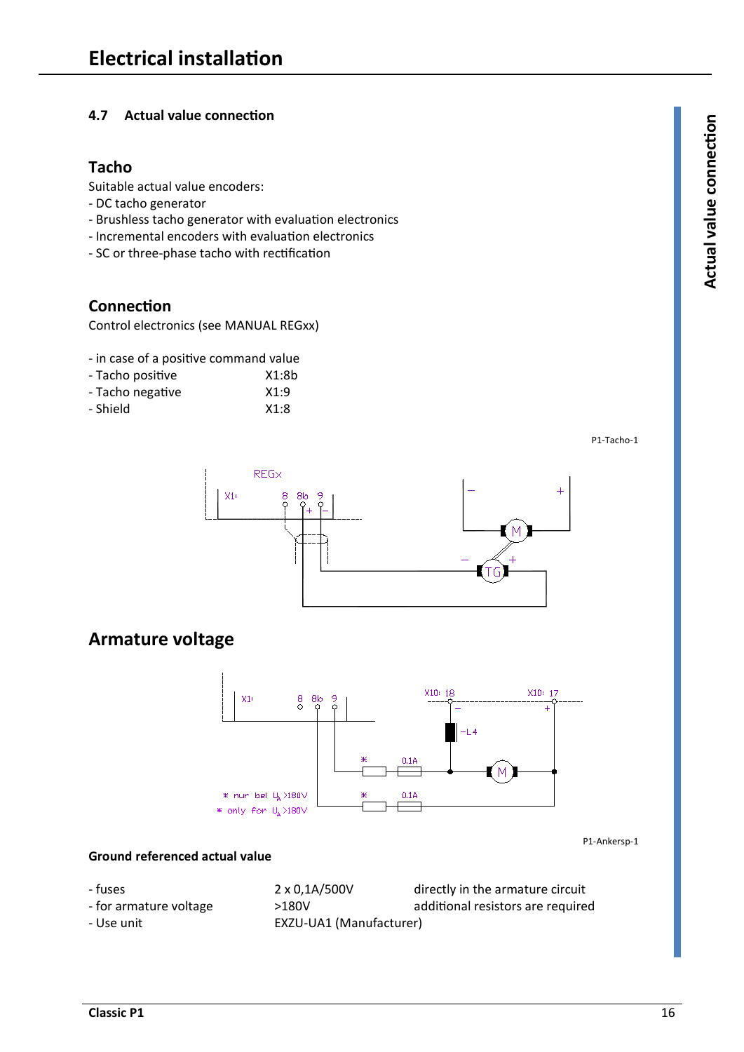# Electrical installation

## 4.7 Actual value connection

### Tacho

Suitable actual value encoders:
- DC tacho generator
- Brushless tacho generator with evaluation electronics
- Incremental encoders with evaluation electronics
- SC or three-phase tacho with rectification

### Connection

Control electronics (see MANUAL REGxx)

- in case of a positive command value

| | |
|---|---|
| - Tacho positive | X1:8b |
| - Tacho negative | X1:9 |
| - Shield | X1:8 |

P1-Tacho-1

## Armature voltage

P1-Ankersp-1

**Ground referenced actual value**

| | | |
|---|---|---|
| - fuses | 2 x 0,1A/500V | directly in the armature circuit |
| - for armature voltage | >180V | additional resistors are required |
| - Use unit | EXZU-UA1 (Manufacturer) | |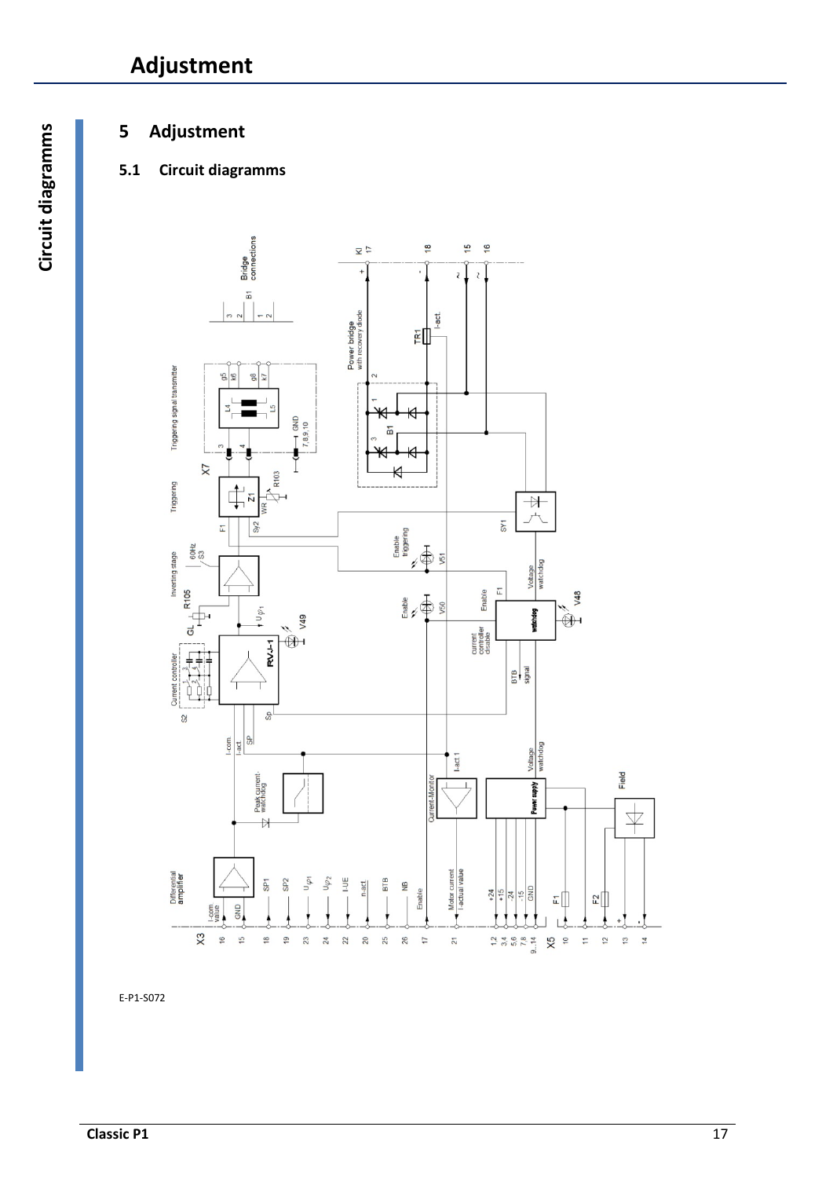# 5 Adjustment

## 5.1 Circuit diagramms

E-P1-S072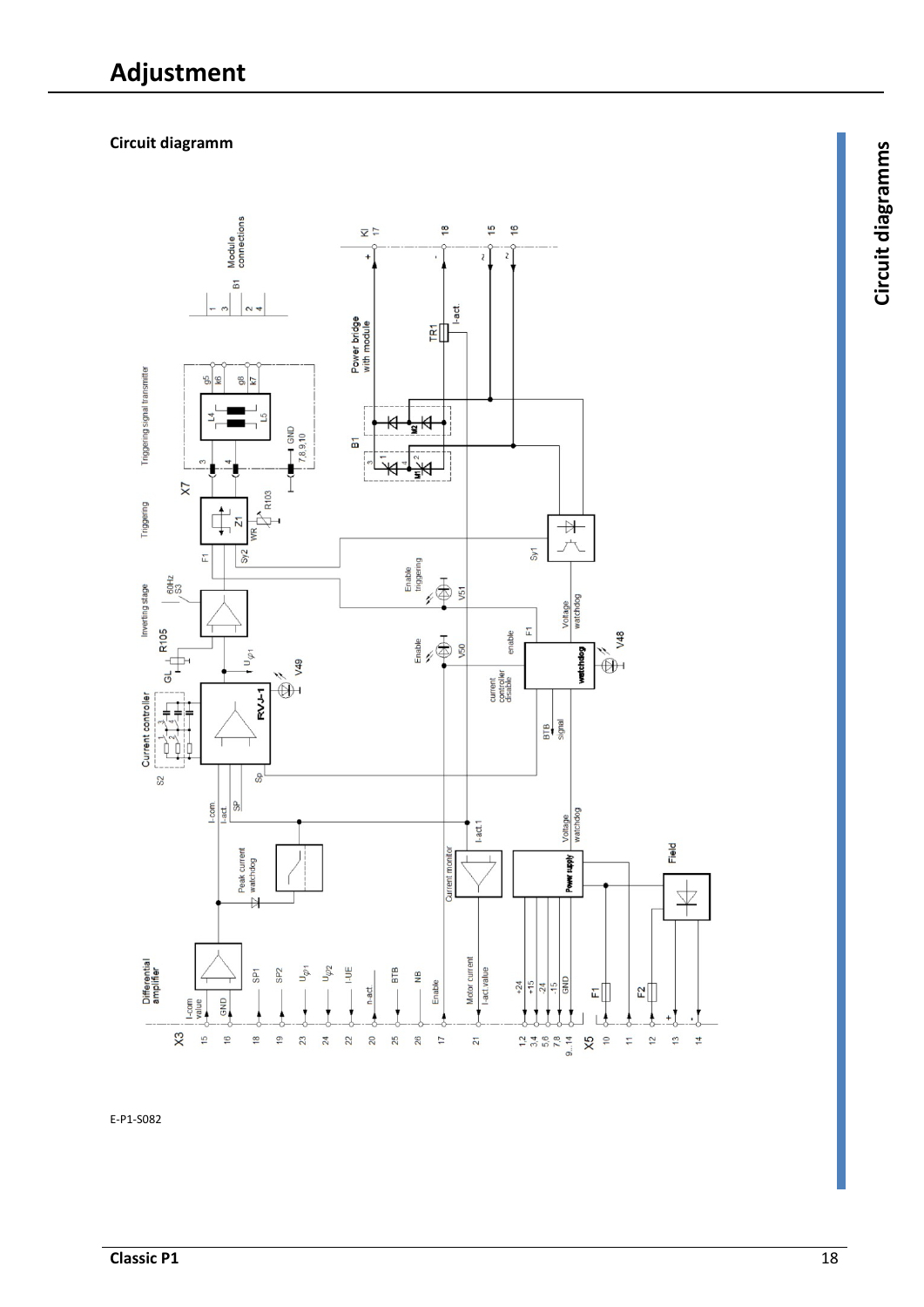# Adjustment

**Circuit diagramm**

E-P1-S082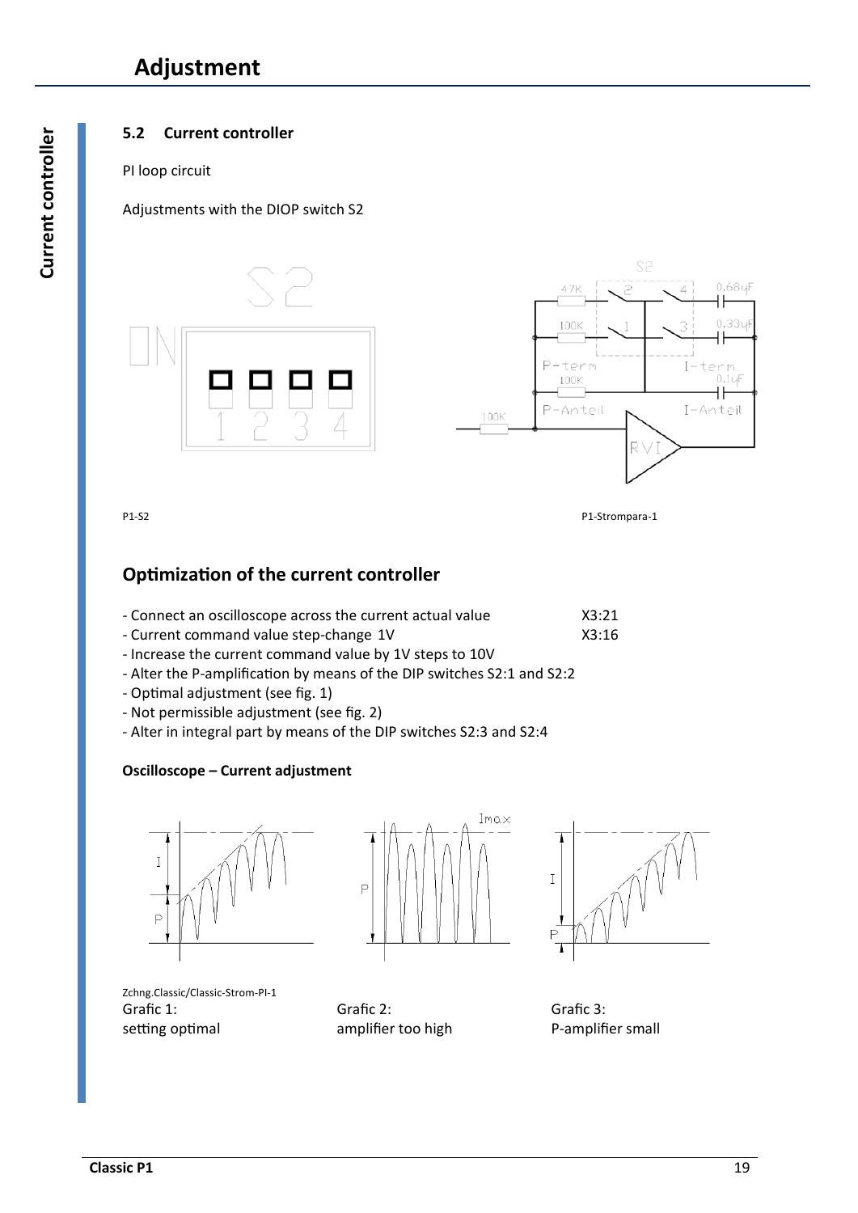# Adjustment

## 5.2 Current controller

PI loop circuit

Adjustments with the DIOP switch S2

P1-S2

P1-Strompara-1

## Optimization of the current controller

- Connect an oscilloscope across the current actual value X3:21
- Current command value step-change 1V X3:16
- Increase the current command value by 1V steps to 10V
- Alter the P-amplification by means of the DIP switches S2:1 and S2:2
- Optimal adjustment (see fig. 1)
- Not permissible adjustment (see fig. 2)
- Alter in integral part by means of the DIP switches S2:3 and S2:4

**Oscilloscope – Current adjustment**

Zchng.Classic/Classic-Strom-PI-1

Grafic 1: setting optimal

Grafic 2: amplifier too high

Grafic 3: P-amplifier small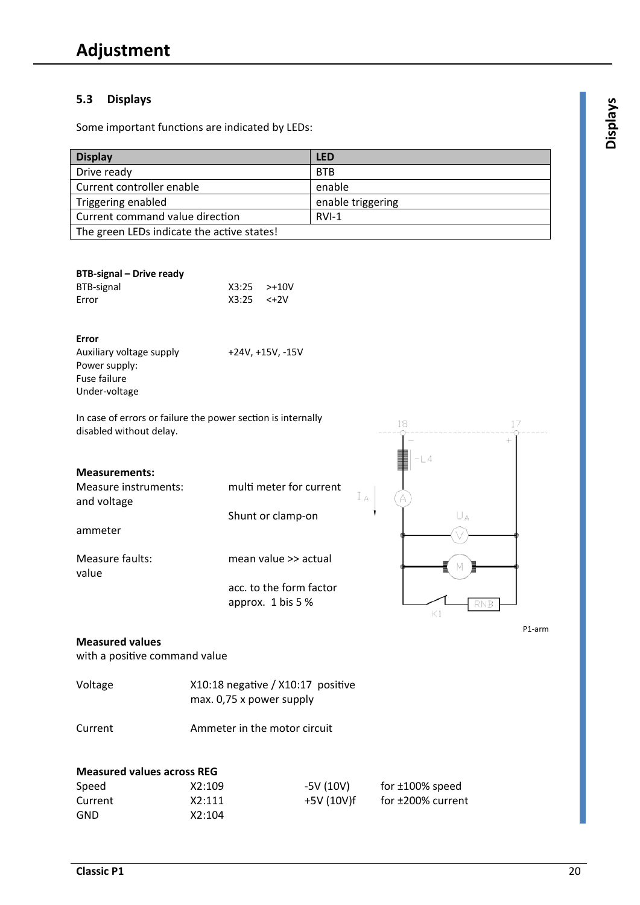## 5.3 Displays

Some important functions are indicated by LEDs:

| Display | LED |
|---|---|
| Drive ready | BTB |
| Current controller enable | enable |
| Triggering enabled | enable triggering |
| Current command value direction | RVI-1 |
| The green LEDs indicate the active states! | |

**BTB-signal – Drive ready**

BTB-signal X3:25 >+10V
Error X3:25 <+2V

**Error**

Auxiliary voltage supply +24V, +15V, -15V
Power supply:
Fuse failure
Under-voltage

In case of errors or failure the power section is internally disabled without delay.

**Measurements:**

Measure instruments: and voltage — multi meter for current

Shunt or clamp-on ammeter

Measure faults: mean value >> actual value

acc. to the form factor approx. 1 bis 5 %

P1-arm

**Measured values**
with a positive command value

Voltage — X10:18 negative / X10:17 positive
max. 0,75 x power supply

Current — Ammeter in the motor circuit

**Measured values across REG**

| | | | |
|---|---|---|---|
| Speed | X2:109 | -5V (10V) | for ±100% speed |
| Current | X2:111 | +5V (10V)f | for ±200% current |
| GND | X2:104 | | |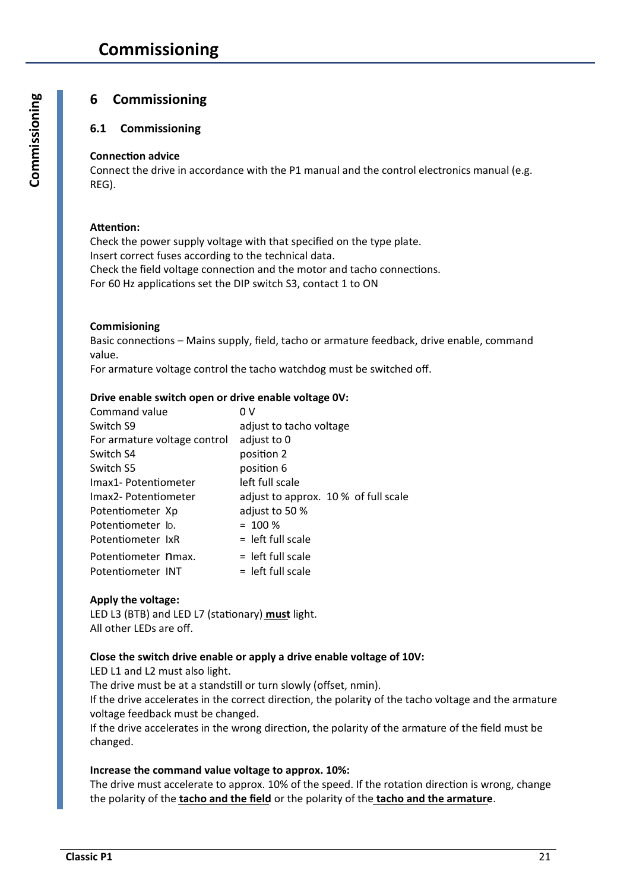# 6 Commissioning

## 6.1 Commissioning

**Connection advice**

Connect the drive in accordance with the P1 manual and the control electronics manual (e.g. REG).

**Attention:**

Check the power supply voltage with that specified on the type plate.
Insert correct fuses according to the technical data.
Check the field voltage connection and the motor and tacho connections.
For 60 Hz applications set the DIP switch S3, contact 1 to ON

**Commisioning**

Basic connections – Mains supply, field, tacho or armature feedback, drive enable, command value.
For armature voltage control the tacho watchdog must be switched off.

**Drive enable switch open or drive enable voltage 0V:**

| | |
|---|---|
| Command value | 0 V |
| Switch S9 | adjust to tacho voltage |
| For armature voltage control | adjust to 0 |
| Switch S4 | position 2 |
| Switch S5 | position 6 |
| Imax1- Potentiometer | left full scale |
| Imax2- Potentiometer | adjust to approx. 10 % of full scale |
| Potentiometer Xp | adjust to 50 % |
| Potentiometer ID. | = 100 % |
| Potentiometer IxR | = left full scale |
| Potentiometer nmax. | = left full scale |
| Potentiometer INT | = left full scale |

**Apply the voltage:**

LED L3 (BTB) and LED L7 (stationary) **must** light.
All other LEDs are off.

**Close the switch drive enable or apply a drive enable voltage of 10V:**

LED L1 and L2 must also light.
The drive must be at a standstill or turn slowly (offset, nmin).
If the drive accelerates in the correct direction, the polarity of the tacho voltage and the armature voltage feedback must be changed.
If the drive accelerates in the wrong direction, the polarity of the armature of the field must be changed.

**Increase the command value voltage to approx. 10%:**

The drive must accelerate to approx. 10% of the speed. If the rotation direction is wrong, change the polarity of the **tacho and the field** or the polarity of the **tacho and the armature**.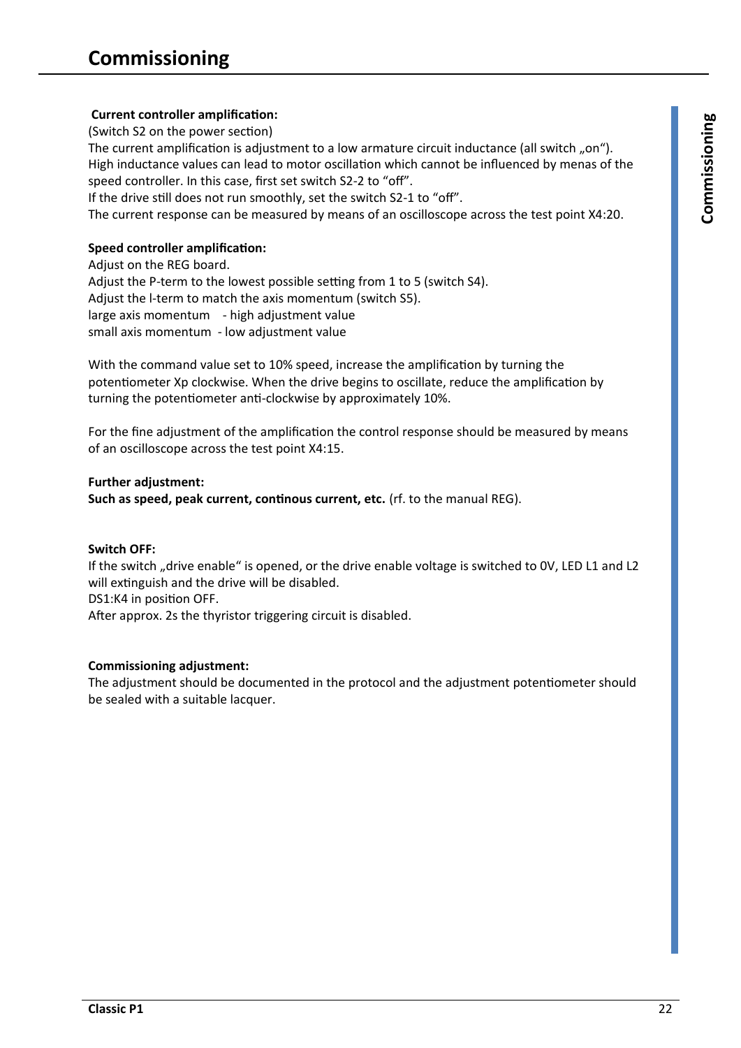# Commissioning

**Current controller amplification:**
(Switch S2 on the power section)
The current amplification is adjustment to a low armature circuit inductance (all switch „on“).
High inductance values can lead to motor oscillation which cannot be influenced by menas of the speed controller. In this case, first set switch S2-2 to “off”.
If the drive still does not run smoothly, set the switch S2-1 to “off”.
The current response can be measured by means of an oscilloscope across the test point X4:20.

**Speed controller amplification:**
Adjust on the REG board.
Adjust the P-term to the lowest possible setting from 1 to 5 (switch S4).
Adjust the I-term to match the axis momentum (switch S5).
large axis momentum - high adjustment value
small axis momentum - low adjustment value

With the command value set to 10% speed, increase the amplification by turning the potentiometer Xp clockwise. When the drive begins to oscillate, reduce the amplification by turning the potentiometer anti-clockwise by approximately 10%.

For the fine adjustment of the amplification the control response should be measured by means of an oscilloscope across the test point X4:15.

**Further adjustment:**
**Such as speed, peak current, continous current, etc.** (rf. to the manual REG).

**Switch OFF:**
If the switch „drive enable“ is opened, or the drive enable voltage is switched to 0V, LED L1 and L2 will extinguish and the drive will be disabled.
DS1:K4 in position OFF.
After approx. 2s the thyristor triggering circuit is disabled.

**Commissioning adjustment:**
The adjustment should be documented in the protocol and the adjustment potentiometer should be sealed with a suitable lacquer.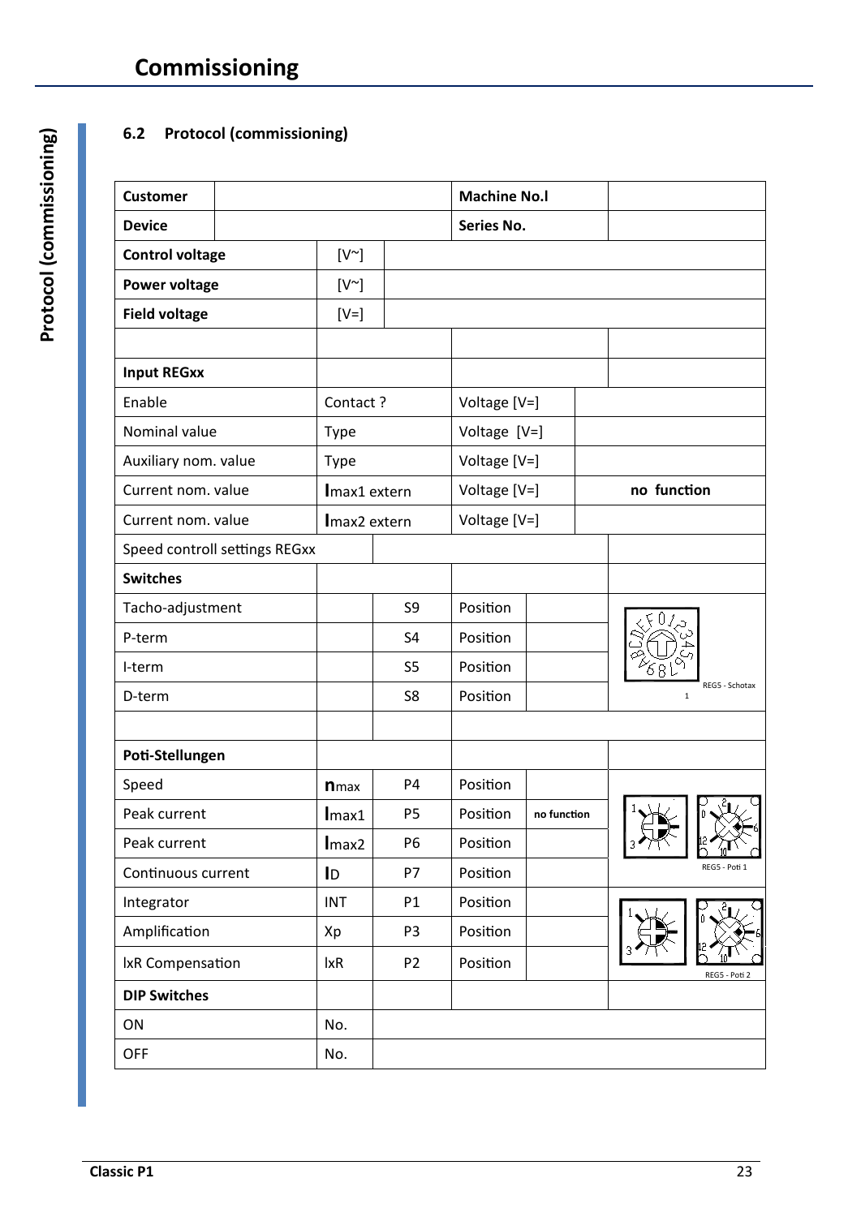# Commissioning

## 6.2 Protocol (commissioning)

| Customer | | | | Machine No.l | | |
|---|---|---|---|---|---|---|
| Device | | | | Series No. | | |
| Control voltage | [V~] | | | | | |
| Power voltage | [V~] | | | | | |
| Field voltage | [V=] | | | | | |
| | | | | | | |
| **Input REGxx** | | | | | | |
| Enable | Contact ? | | | Voltage [V=] | | |
| Nominal value | Type | | | Voltage [V=] | | |
| Auxiliary nom. value | Type | | | Voltage [V=] | | |
| Current nom. value | $I_{max1}$ extern | | | Voltage [V=] | | no function |
| Current nom. value | $I_{max2}$ extern | | | Voltage [V=] | | |
| Speed controll settings REGxx | | | | | | |
| **Switches** | | | | | | |
| Tacho-adjustment | | S9 | | Position | | REG5 - Schotax 1 |
| P-term | | S4 | | Position | | |
| I-term | | S5 | | Position | | |
| D-term | | S8 | | Position | | |
| | | | | | | |
| **Poti-Stellungen** | | | | | | |
| Speed | $n_{max}$ | P4 | | Position | | REG5 - Poti 1 |
| Peak current | $I_{max1}$ | P5 | | Position | no function | |
| Peak current | $I_{max2}$ | P6 | | Position | | |
| Continuous current | $I_D$ | P7 | | Position | | |
| Integrator | INT | P1 | | Position | | REG5 - Poti 2 |
| Amplification | Xp | P3 | | Position | | |
| IxR Compensation | IxR | P2 | | Position | | |
| **DIP Switches** | | | | | | |
| ON | No. | | | | | |
| OFF | No. | | | | | |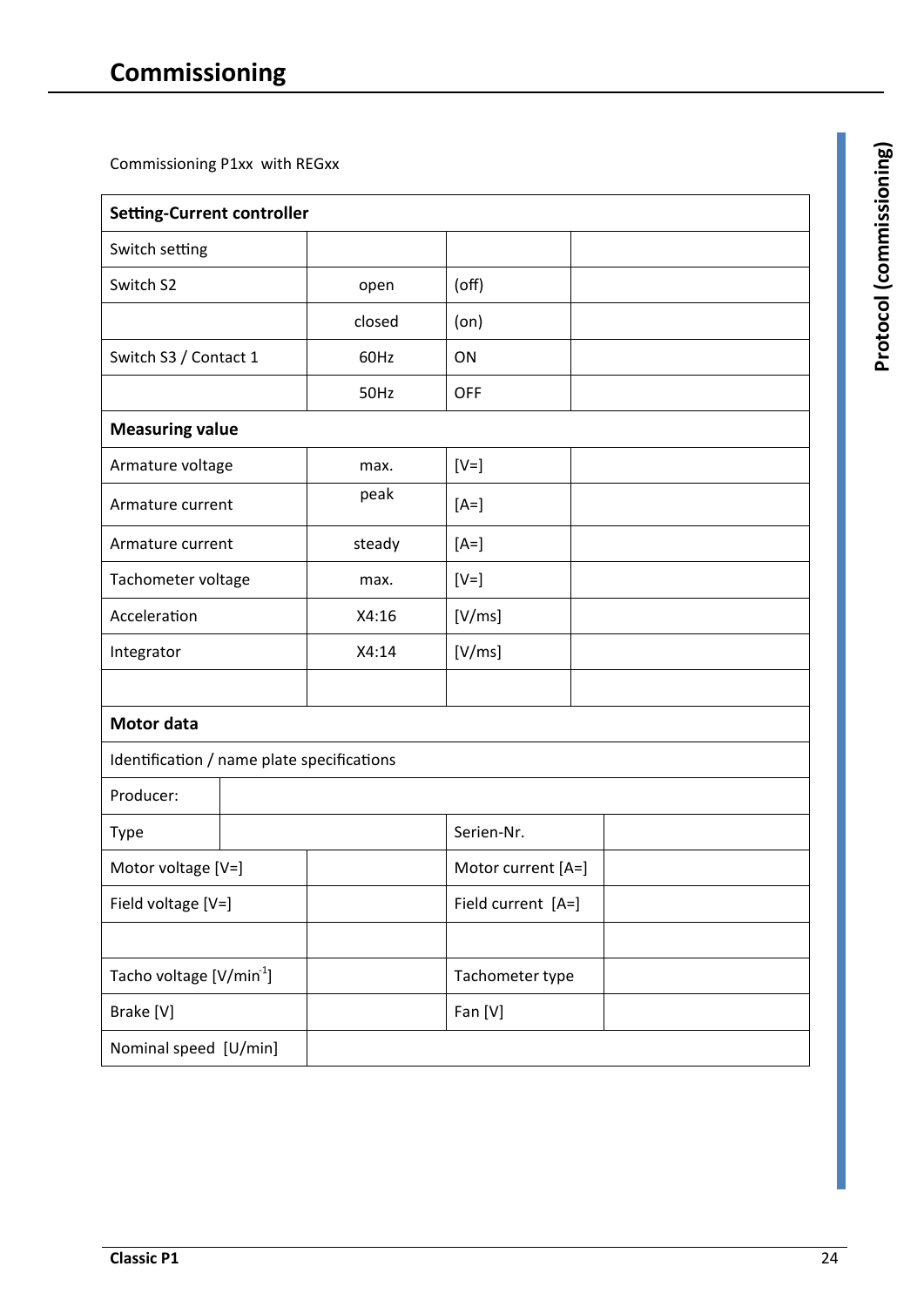# Commissioning

Commissioning P1xx with REGxx

| Setting-Current controller | | | |
|---|---|---|---|
| Switch setting | | | |
| Switch S2 | open | (off) | |
| | closed | (on) | |
| Switch S3 / Contact 1 | 60Hz | ON | |
| | 50Hz | OFF | |
| **Measuring value** | | | |
| Armature voltage | max. | [V=] | |
| Armature current | peak | [A=] | |
| Armature current | steady | [A=] | |
| Tachometer voltage | max. | [V=] | |
| Acceleration | X4:16 | [V/ms] | |
| Integrator | X4:14 | [V/ms] | |
| | | | |

| Motor data | | | |
|---|---|---|---|
| Identification / name plate specifications | | | |
| Producer: | | | |
| Type | | Serien-Nr. | |
| Motor voltage [V=] | | Motor current [A=] | |
| Field voltage [V=] | | Field current [A=] | |
| | | | |
| Tacho voltage [V/min$^{-1}$] | | Tachometer type | |
| Brake [V] | | Fan [V] | |
| Nominal speed [U/min] | | | |

Protocol (commissioning)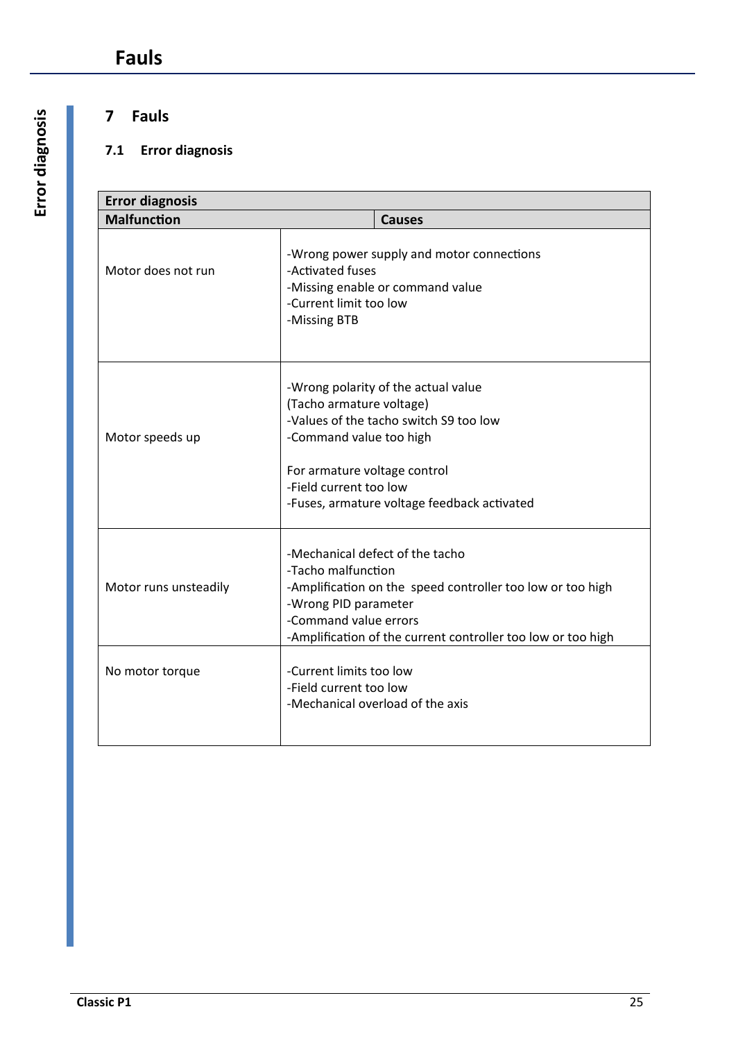# 7 Fauls

## 7.1 Error diagnosis

| Error diagnosis | |
|---|---|
| **Malfunction** | **Causes** |
| Motor does not run | -Wrong power supply and motor connections<br>-Activated fuses<br>-Missing enable or command value<br>-Current limit too low<br>-Missing BTB |
| Motor speeds up | -Wrong polarity of the actual value<br>(Tacho armature voltage)<br>-Values of the tacho switch S9 too low<br>-Command value too high<br><br>For armature voltage control<br>-Field current too low<br>-Fuses, armature voltage feedback activated |
| Motor runs unsteadily | -Mechanical defect of the tacho<br>-Tacho malfunction<br>-Amplification on the speed controller too low or too high<br>-Wrong PID parameter<br>-Command value errors<br>-Amplification of the current controller too low or too high |
| No motor torque | -Current limits too low<br>-Field current too low<br>-Mechanical overload of the axis |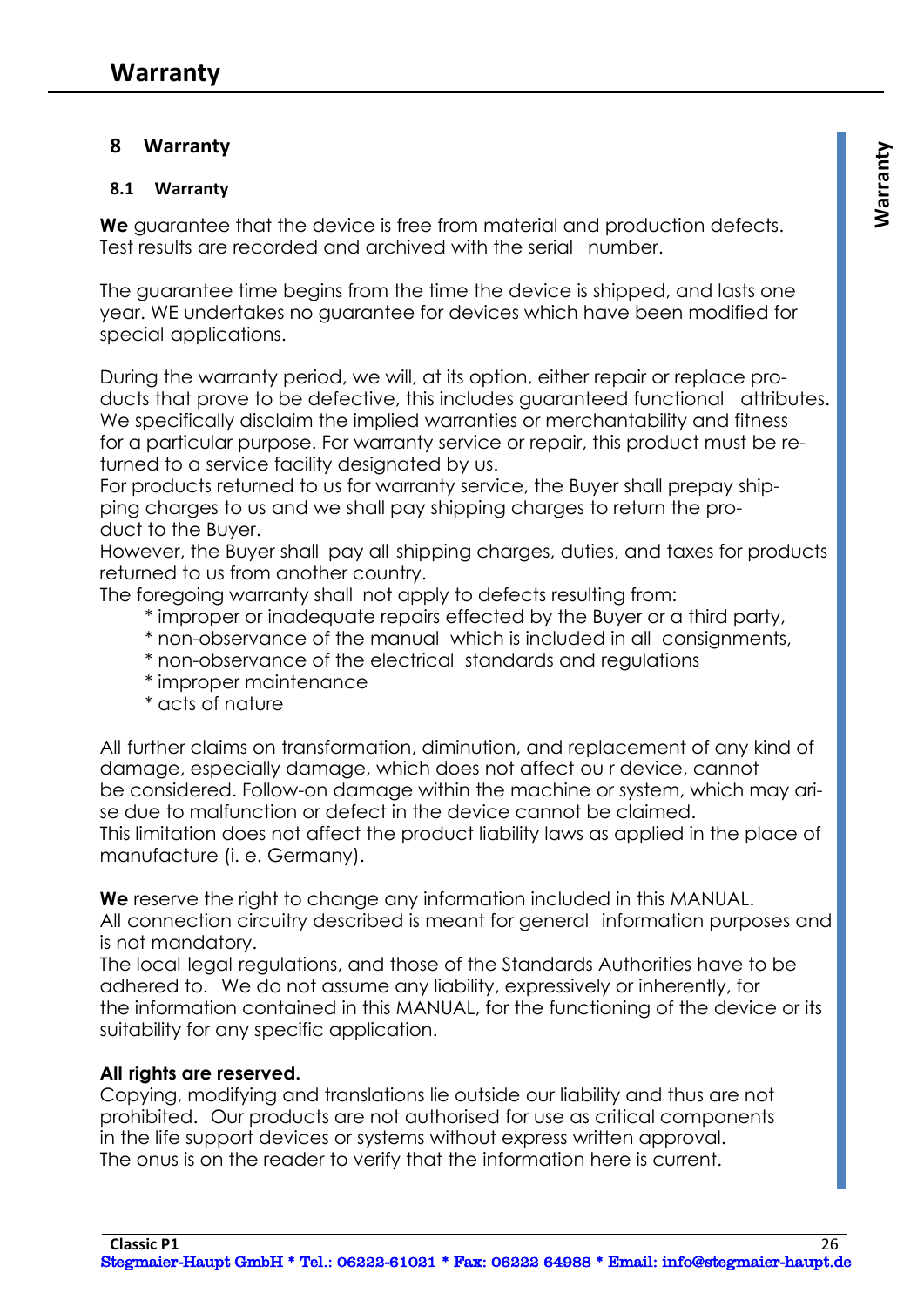## 8 Warranty

### 8.1 Warranty

**We** guarantee that the device is free from material and production defects. Test results are recorded and archived with the serial number.

The guarantee time begins from the time the device is shipped, and lasts one year. WE undertakes no guarantee for devices which have been modified for special applications.

During the warranty period, we will, at its option, either repair or replace products that prove to be defective, this includes guaranteed functional attributes. We specifically disclaim the implied warranties or merchantability and fitness for a particular purpose. For warranty service or repair, this product must be returned to a service facility designated by us.
For products returned to us for warranty service, the Buyer shall prepay shipping charges to us and we shall pay shipping charges to return the product to the Buyer.
However, the Buyer shall pay all shipping charges, duties, and taxes for products returned to us from another country.
The foregoing warranty shall not apply to defects resulting from:

- improper or inadequate repairs effected by the Buyer or a third party,
- non-observance of the manual which is included in all consignments,
- non-observance of the electrical standards and regulations
- improper maintenance
- acts of nature

All further claims on transformation, diminution, and replacement of any kind of damage, especially damage, which does not affect ou r device, cannot be considered. Follow-on damage within the machine or system, which may arise due to malfunction or defect in the device cannot be claimed.
This limitation does not affect the product liability laws as applied in the place of manufacture (i. e. Germany).

**We** reserve the right to change any information included in this MANUAL.
All connection circuitry described is meant for general information purposes and is not mandatory.
The local legal regulations, and those of the Standards Authorities have to be adhered to. We do not assume any liability, expressively or inherently, for the information contained in this MANUAL, for the functioning of the device or its suitability for any specific application.

**All rights are reserved.**
Copying, modifying and translations lie outside our liability and thus are not prohibited. Our products are not authorised for use as critical components in the life support devices or systems without express written approval.
The onus is on the reader to verify that the information here is current.